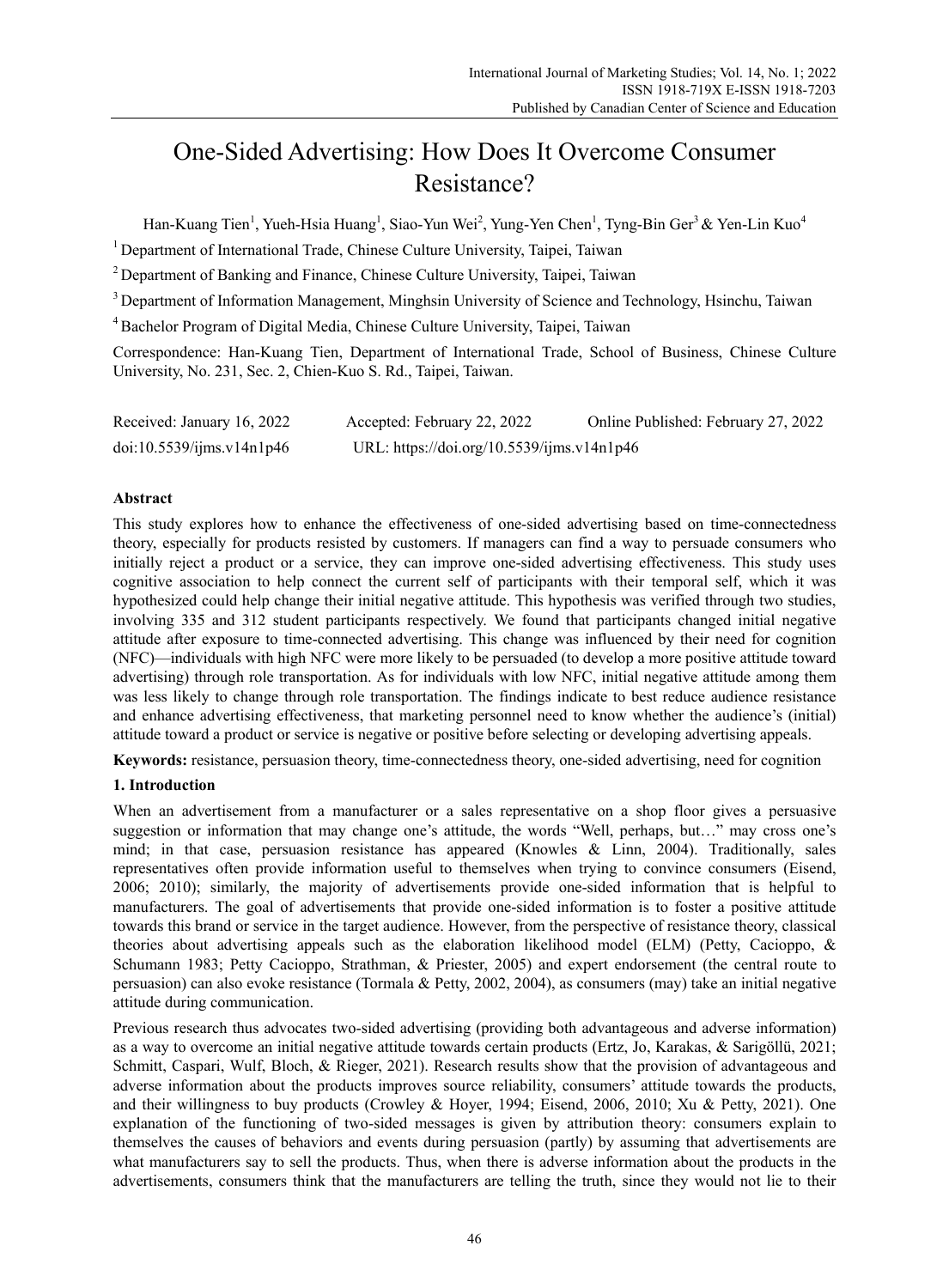# One-Sided Advertising: How Does It Overcome Consumer Resistance?

Han-Kuang Tien[1], Yueh-Hsia Huang[1], Siao-Yun Wei[2], Yung-Yen Chen[1], Tyng-Bin Ger[3] & Yen-Lin Kuo[4]

[1] Department of International Trade, Chinese Culture University, Taipei, Taiwan

[2] Department of Banking and Finance, Chinese Culture University, Taipei, Taiwan

[3] Department of Information Management, Minghsin University of Science and Technology, Hsinchu, Taiwan

[4] Bachelor Program of Digital Media, Chinese Culture University, Taipei, Taiwan

Correspondence: Han-Kuang Tien, Department of International Trade, School of Business, Chinese Culture University, No. 231, Sec. 2, Chien-Kuo S. Rd., Taipei, Taiwan.

Received: January 16, 2022 Accepted: February 22, 2022 Online Published: February 27, 2022

doi:10.5539/ijms.v14n1p46 URL: https://doi.org/10.5539/ijms.v14n1p46

## Abstract

This study explores how to enhance the effectiveness of one-sided advertising based on time-connectedness theory, especially for products resisted by customers. If managers can find a way to persuade consumers who initially reject a product or a service, they can improve one-sided advertising effectiveness. This study uses cognitive association to help connect the current self of participants with their temporal self, which it was hypothesized could help change their initial negative attitude. This hypothesis was verified through two studies, involving 335 and 312 student participants respectively. We found that participants changed initial negative attitude after exposure to time-connected advertising. This change was influenced by their need for cognition (NFC)—individuals with high NFC were more likely to be persuaded (to develop a more positive attitude toward advertising) through role transportation. As for individuals with low NFC, initial negative attitude among them was less likely to change through role transportation. The findings indicate to best reduce audience resistance and enhance advertising effectiveness, that marketing personnel need to know whether the audience's (initial) attitude toward a product or service is negative or positive before selecting or developing advertising appeals.

**Keywords:** resistance, persuasion theory, time-connectedness theory, one-sided advertising, need for cognition

## 1. Introduction

When an advertisement from a manufacturer or a sales representative on a shop floor gives a persuasive suggestion or information that may change one's attitude, the words "Well, perhaps, but…" may cross one's mind; in that case, persuasion resistance has appeared (Knowles & Linn, 2004). Traditionally, sales representatives often provide information useful to themselves when trying to convince consumers (Eisend, 2006; 2010); similarly, the majority of advertisements provide one-sided information that is helpful to manufacturers. The goal of advertisements that provide one-sided information is to foster a positive attitude towards this brand or service in the target audience. However, from the perspective of resistance theory, classical theories about advertising appeals such as the elaboration likelihood model (ELM) (Petty, Cacioppo, & Schumann 1983; Petty Cacioppo, Strathman, & Priester, 2005) and expert endorsement (the central route to persuasion) can also evoke resistance (Tormala & Petty, 2002, 2004), as consumers (may) take an initial negative attitude during communication.

Previous research thus advocates two-sided advertising (providing both advantageous and adverse information) as a way to overcome an initial negative attitude towards certain products (Ertz, Jo, Karakas, & Sarigöllü, 2021; Schmitt, Caspari, Wulf, Bloch, & Rieger, 2021). Research results show that the provision of advantageous and adverse information about the products improves source reliability, consumers' attitude towards the products, and their willingness to buy products (Crowley & Hoyer, 1994; Eisend, 2006, 2010; Xu & Petty, 2021). One explanation of the functioning of two-sided messages is given by attribution theory: consumers explain to themselves the causes of behaviors and events during persuasion (partly) by assuming that advertisements are what manufacturers say to sell the products. Thus, when there is adverse information about the products in the advertisements, consumers think that the manufacturers are telling the truth, since they would not lie to their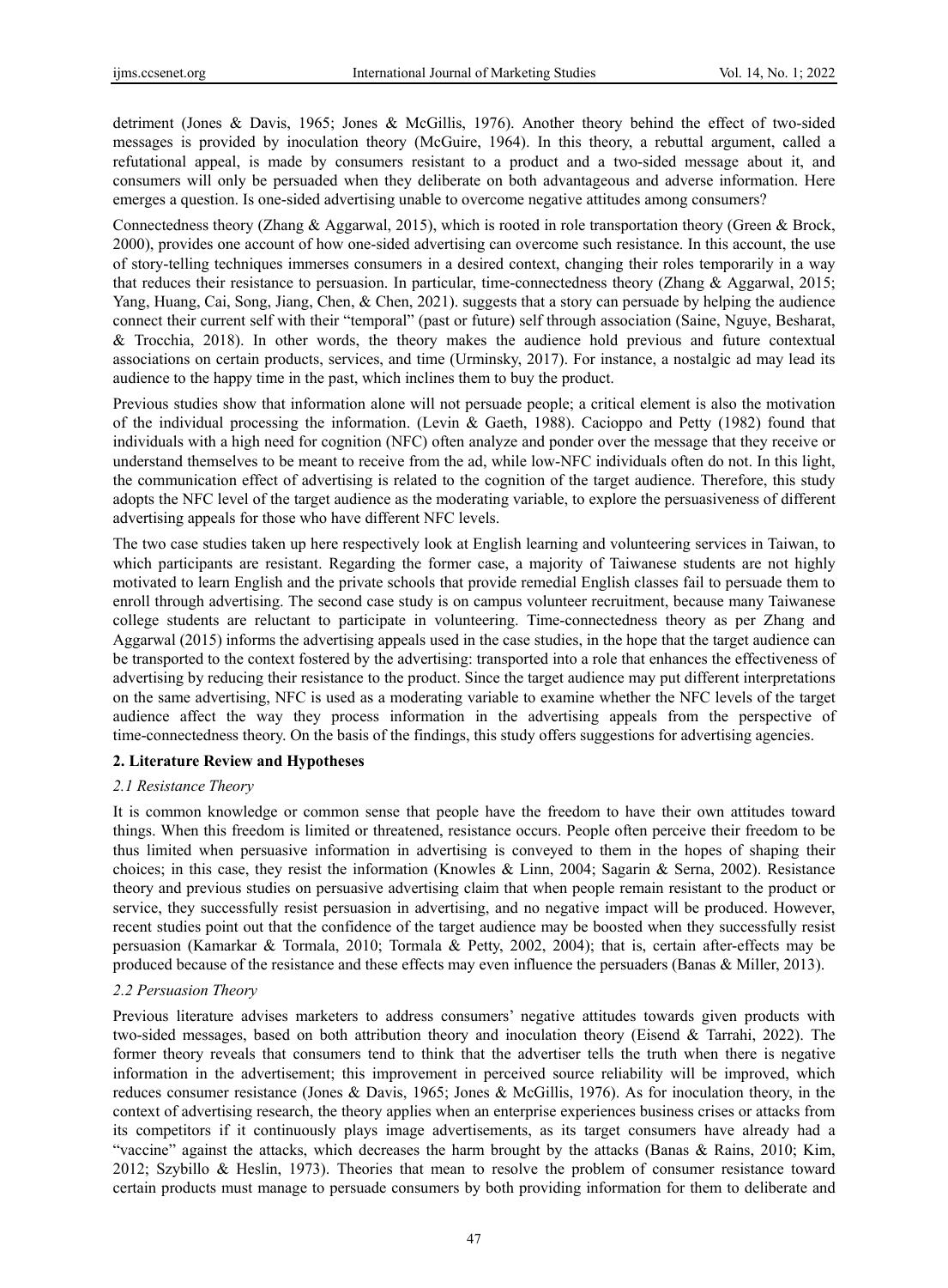detriment (Jones & Davis, 1965; Jones & McGillis, 1976). Another theory behind the effect of two-sided messages is provided by inoculation theory (McGuire, 1964). In this theory, a rebuttal argument, called a refutational appeal, is made by consumers resistant to a product and a two-sided message about it, and consumers will only be persuaded when they deliberate on both advantageous and adverse information. Here emerges a question. Is one-sided advertising unable to overcome negative attitudes among consumers?

Connectedness theory (Zhang & Aggarwal, 2015), which is rooted in role transportation theory (Green & Brock, 2000), provides one account of how one-sided advertising can overcome such resistance. In this account, the use of story-telling techniques immerses consumers in a desired context, changing their roles temporarily in a way that reduces their resistance to persuasion. In particular, time-connectedness theory (Zhang & Aggarwal, 2015; Yang, Huang, Cai, Song, Jiang, Chen, & Chen, 2021). suggests that a story can persuade by helping the audience connect their current self with their "temporal" (past or future) self through association (Saine, Nguye, Besharat, & Trocchia, 2018). In other words, the theory makes the audience hold previous and future contextual associations on certain products, services, and time (Urminsky, 2017). For instance, a nostalgic ad may lead its audience to the happy time in the past, which inclines them to buy the product.

Previous studies show that information alone will not persuade people; a critical element is also the motivation of the individual processing the information. (Levin & Gaeth, 1988). Cacioppo and Petty (1982) found that individuals with a high need for cognition (NFC) often analyze and ponder over the message that they receive or understand themselves to be meant to receive from the ad, while low-NFC individuals often do not. In this light, the communication effect of advertising is related to the cognition of the target audience. Therefore, this study adopts the NFC level of the target audience as the moderating variable, to explore the persuasiveness of different advertising appeals for those who have different NFC levels.

The two case studies taken up here respectively look at English learning and volunteering services in Taiwan, to which participants are resistant. Regarding the former case, a majority of Taiwanese students are not highly motivated to learn English and the private schools that provide remedial English classes fail to persuade them to enroll through advertising. The second case study is on campus volunteer recruitment, because many Taiwanese college students are reluctant to participate in volunteering. Time-connectedness theory as per Zhang and Aggarwal (2015) informs the advertising appeals used in the case studies, in the hope that the target audience can be transported to the context fostered by the advertising: transported into a role that enhances the effectiveness of advertising by reducing their resistance to the product. Since the target audience may put different interpretations on the same advertising, NFC is used as a moderating variable to examine whether the NFC levels of the target audience affect the way they process information in the advertising appeals from the perspective of time-connectedness theory. On the basis of the findings, this study offers suggestions for advertising agencies.

## 2. Literature Review and Hypotheses

### *2.1 Resistance Theory*

It is common knowledge or common sense that people have the freedom to have their own attitudes toward things. When this freedom is limited or threatened, resistance occurs. People often perceive their freedom to be thus limited when persuasive information in advertising is conveyed to them in the hopes of shaping their choices; in this case, they resist the information (Knowles & Linn, 2004; Sagarin & Serna, 2002). Resistance theory and previous studies on persuasive advertising claim that when people remain resistant to the product or service, they successfully resist persuasion in advertising, and no negative impact will be produced. However, recent studies point out that the confidence of the target audience may be boosted when they successfully resist persuasion (Kamarkar & Tormala, 2010; Tormala & Petty, 2002, 2004); that is, certain after-effects may be produced because of the resistance and these effects may even influence the persuaders (Banas & Miller, 2013).

### *2.2 Persuasion Theory*

Previous literature advises marketers to address consumers' negative attitudes towards given products with two-sided messages, based on both attribution theory and inoculation theory (Eisend & Tarrahi, 2022). The former theory reveals that consumers tend to think that the advertiser tells the truth when there is negative information in the advertisement; this improvement in perceived source reliability will be improved, which reduces consumer resistance (Jones & Davis, 1965; Jones & McGillis, 1976). As for inoculation theory, in the context of advertising research, the theory applies when an enterprise experiences business crises or attacks from its competitors if it continuously plays image advertisements, as its target consumers have already had a "vaccine" against the attacks, which decreases the harm brought by the attacks (Banas & Rains, 2010; Kim, 2012; Szybillo & Heslin, 1973). Theories that mean to resolve the problem of consumer resistance toward certain products must manage to persuade consumers by both providing information for them to deliberate and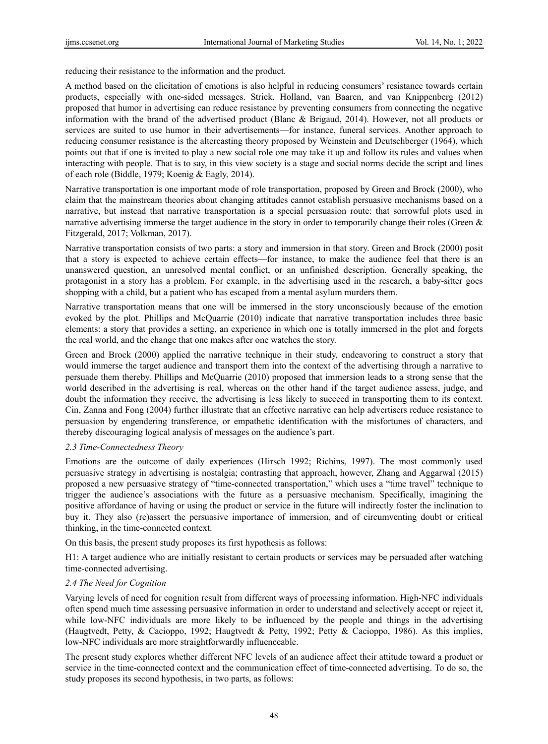reducing their resistance to the information and the product.

A method based on the elicitation of emotions is also helpful in reducing consumers' resistance towards certain products, especially with one-sided messages. Strick, Holland, van Baaren, and van Knippenberg (2012) proposed that humor in advertising can reduce resistance by preventing consumers from connecting the negative information with the brand of the advertised product (Blanc & Brigaud, 2014). However, not all products or services are suited to use humor in their advertisements—for instance, funeral services. Another approach to reducing consumer resistance is the altercasting theory proposed by Weinstein and Deutschberger (1964), which points out that if one is invited to play a new social role one may take it up and follow its rules and values when interacting with people. That is to say, in this view society is a stage and social norms decide the script and lines of each role (Biddle, 1979; Koenig & Eagly, 2014).

Narrative transportation is one important mode of role transportation, proposed by Green and Brock (2000), who claim that the mainstream theories about changing attitudes cannot establish persuasive mechanisms based on a narrative, but instead that narrative transportation is a special persuasion route: that sorrowful plots used in narrative advertising immerse the target audience in the story in order to temporarily change their roles (Green & Fitzgerald, 2017; Volkman, 2017).

Narrative transportation consists of two parts: a story and immersion in that story. Green and Brock (2000) posit that a story is expected to achieve certain effects—for instance, to make the audience feel that there is an unanswered question, an unresolved mental conflict, or an unfinished description. Generally speaking, the protagonist in a story has a problem. For example, in the advertising used in the research, a baby-sitter goes shopping with a child, but a patient who has escaped from a mental asylum murders them.

Narrative transportation means that one will be immersed in the story unconsciously because of the emotion evoked by the plot. Phillips and McQuarrie (2010) indicate that narrative transportation includes three basic elements: a story that provides a setting, an experience in which one is totally immersed in the plot and forgets the real world, and the change that one makes after one watches the story.

Green and Brock (2000) applied the narrative technique in their study, endeavoring to construct a story that would immerse the target audience and transport them into the context of the advertising through a narrative to persuade them thereby. Phillips and McQuarrie (2010) proposed that immersion leads to a strong sense that the world described in the advertising is real, whereas on the other hand if the target audience assess, judge, and doubt the information they receive, the advertising is less likely to succeed in transporting them to its context. Cin, Zanna and Fong (2004) further illustrate that an effective narrative can help advertisers reduce resistance to persuasion by engendering transference, or empathetic identification with the misfortunes of characters, and thereby discouraging logical analysis of messages on the audience's part.

### *2.3 Time-Connectedness Theory*

Emotions are the outcome of daily experiences (Hirsch 1992; Richins, 1997). The most commonly used persuasive strategy in advertising is nostalgia; contrasting that approach, however, Zhang and Aggarwal (2015) proposed a new persuasive strategy of "time-connected transportation," which uses a "time travel" technique to trigger the audience's associations with the future as a persuasive mechanism. Specifically, imagining the positive affordance of having or using the product or service in the future will indirectly foster the inclination to buy it. They also (re)assert the persuasive importance of immersion, and of circumventing doubt or critical thinking, in the time-connected context.

On this basis, the present study proposes its first hypothesis as follows:

H1: A target audience who are initially resistant to certain products or services may be persuaded after watching time-connected advertising.

### *2.4 The Need for Cognition*

Varying levels of need for cognition result from different ways of processing information. High-NFC individuals often spend much time assessing persuasive information in order to understand and selectively accept or reject it, while low-NFC individuals are more likely to be influenced by the people and things in the advertising (Haugtvedt, Petty, & Cacioppo, 1992; Haugtvedt & Petty, 1992; Petty & Cacioppo, 1986). As this implies, low-NFC individuals are more straightforwardly influenceable.

The present study explores whether different NFC levels of an audience affect their attitude toward a product or service in the time-connected context and the communication effect of time-connected advertising. To do so, the study proposes its second hypothesis, in two parts, as follows: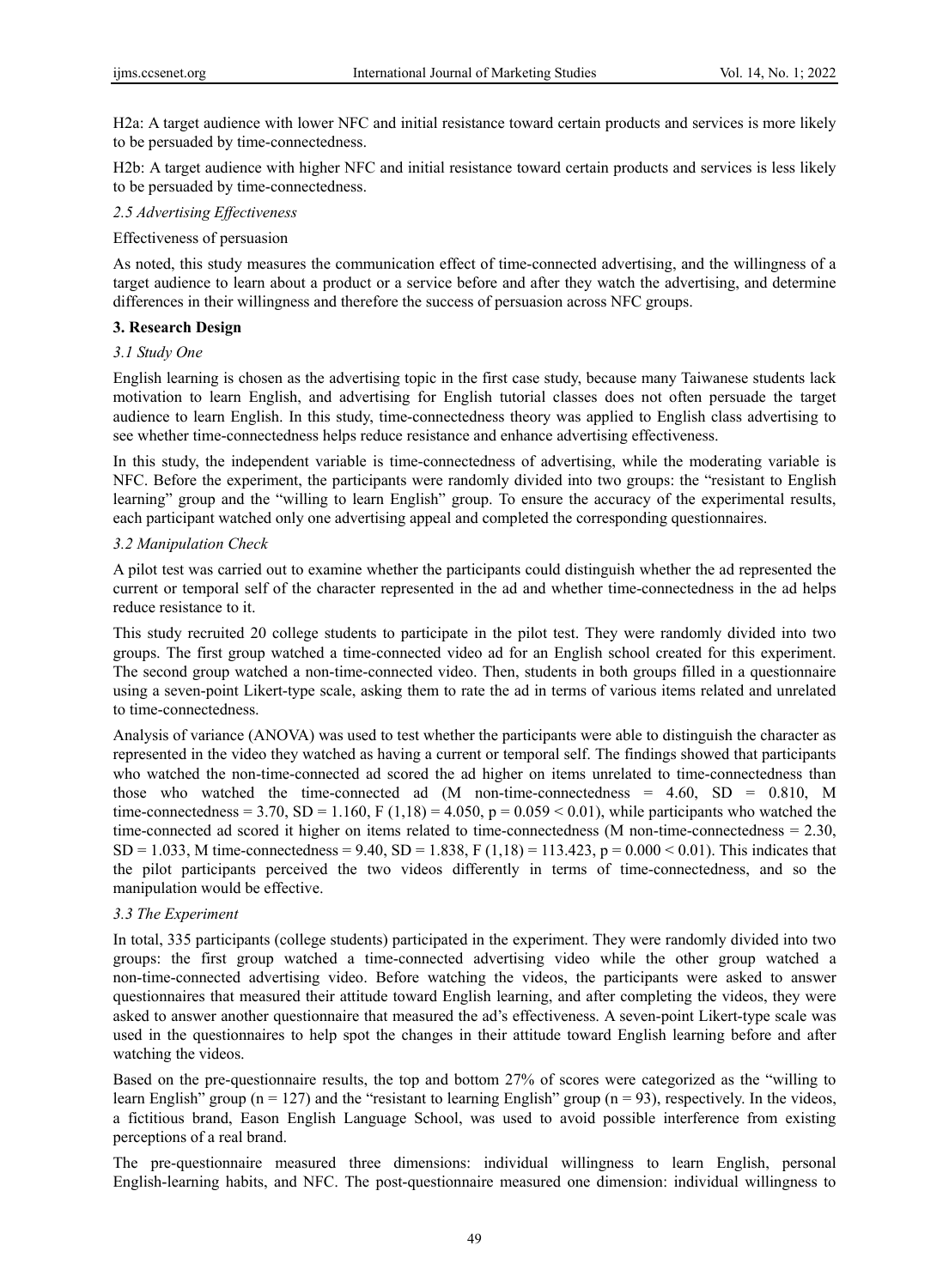H2a: A target audience with lower NFC and initial resistance toward certain products and services is more likely to be persuaded by time-connectedness.

H2b: A target audience with higher NFC and initial resistance toward certain products and services is less likely to be persuaded by time-connectedness.

### *2.5 Advertising Effectiveness*

Effectiveness of persuasion

As noted, this study measures the communication effect of time-connected advertising, and the willingness of a target audience to learn about a product or a service before and after they watch the advertising, and determine differences in their willingness and therefore the success of persuasion across NFC groups.

## 3. Research Design

### *3.1 Study One*

English learning is chosen as the advertising topic in the first case study, because many Taiwanese students lack motivation to learn English, and advertising for English tutorial classes does not often persuade the target audience to learn English. In this study, time-connectedness theory was applied to English class advertising to see whether time-connectedness helps reduce resistance and enhance advertising effectiveness.

In this study, the independent variable is time-connectedness of advertising, while the moderating variable is NFC. Before the experiment, the participants were randomly divided into two groups: the "resistant to English learning" group and the "willing to learn English" group. To ensure the accuracy of the experimental results, each participant watched only one advertising appeal and completed the corresponding questionnaires.

### *3.2 Manipulation Check*

A pilot test was carried out to examine whether the participants could distinguish whether the ad represented the current or temporal self of the character represented in the ad and whether time-connectedness in the ad helps reduce resistance to it.

This study recruited 20 college students to participate in the pilot test. They were randomly divided into two groups. The first group watched a time-connected video ad for an English school created for this experiment. The second group watched a non-time-connected video. Then, students in both groups filled in a questionnaire using a seven-point Likert-type scale, asking them to rate the ad in terms of various items related and unrelated to time-connectedness.

Analysis of variance (ANOVA) was used to test whether the participants were able to distinguish the character as represented in the video they watched as having a current or temporal self. The findings showed that participants who watched the non-time-connected ad scored the ad higher on items unrelated to time-connectedness than those who watched the time-connected ad ($M_{\text{non-time-connectedness}} = 4.60$, $SD = 0.810$, $M_{\text{time-connectedness}} = 3.70$, $SD = 1.160$, $F(1,18) = 4.050$, $p = 0.059 < 0.01$), while participants who watched the time-connected ad scored it higher on items related to time-connectedness ($M_{\text{non-time-connectedness}} = 2.30$, $SD = 1.033$, $M_{\text{time-connectedness}} = 9.40$, $SD = 1.838$, $F(1,18) = 113.423$, $p = 0.000 < 0.01$). This indicates that the pilot participants perceived the two videos differently in terms of time-connectedness, and so the manipulation would be effective.

### *3.3 The Experiment*

In total, 335 participants (college students) participated in the experiment. They were randomly divided into two groups: the first group watched a time-connected advertising video while the other group watched a non-time-connected advertising video. Before watching the videos, the participants were asked to answer questionnaires that measured their attitude toward English learning, and after completing the videos, they were asked to answer another questionnaire that measured the ad's effectiveness. A seven-point Likert-type scale was used in the questionnaires to help spot the changes in their attitude toward English learning before and after watching the videos.

Based on the pre-questionnaire results, the top and bottom 27% of scores were categorized as the "willing to learn English" group ($n = 127$) and the "resistant to learning English" group ($n = 93$), respectively. In the videos, a fictitious brand, Eason English Language School, was used to avoid possible interference from existing perceptions of a real brand.

The pre-questionnaire measured three dimensions: individual willingness to learn English, personal English-learning habits, and NFC. The post-questionnaire measured one dimension: individual willingness to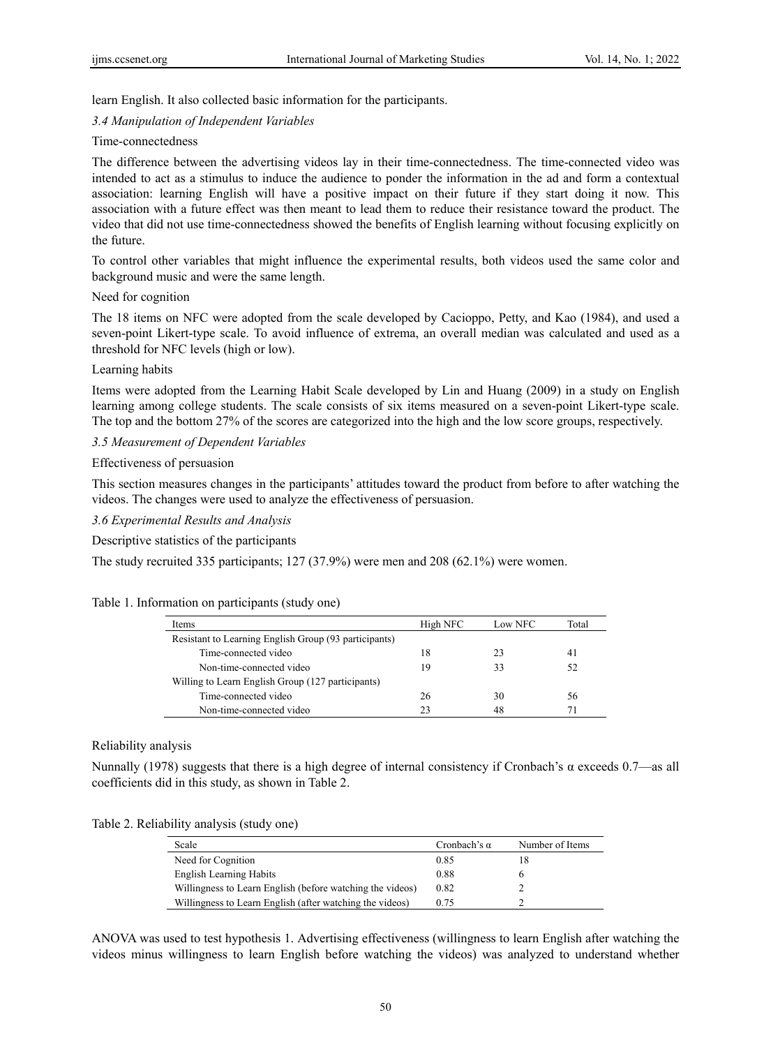learn English. It also collected basic information for the participants.

### *3.4 Manipulation of Independent Variables*

Time-connectedness

The difference between the advertising videos lay in their time-connectedness. The time-connected video was intended to act as a stimulus to induce the audience to ponder the information in the ad and form a contextual association: learning English will have a positive impact on their future if they start doing it now. This association with a future effect was then meant to lead them to reduce their resistance toward the product. The video that did not use time-connectedness showed the benefits of English learning without focusing explicitly on the future.

To control other variables that might influence the experimental results, both videos used the same color and background music and were the same length.

Need for cognition

The 18 items on NFC were adopted from the scale developed by Cacioppo, Petty, and Kao (1984), and used a seven-point Likert-type scale. To avoid influence of extrema, an overall median was calculated and used as a threshold for NFC levels (high or low).

Learning habits

Items were adopted from the Learning Habit Scale developed by Lin and Huang (2009) in a study on English learning among college students. The scale consists of six items measured on a seven-point Likert-type scale. The top and the bottom 27% of the scores are categorized into the high and the low score groups, respectively.

### *3.5 Measurement of Dependent Variables*

Effectiveness of persuasion

This section measures changes in the participants' attitudes toward the product from before to after watching the videos. The changes were used to analyze the effectiveness of persuasion.

### *3.6 Experimental Results and Analysis*

Descriptive statistics of the participants

The study recruited 335 participants; 127 (37.9%) were men and 208 (62.1%) were women.

Table 1. Information on participants (study one)

| Items | High NFC | Low NFC | Total |
|---|---|---|---|
| Resistant to Learning English Group (93 participants) | | | |
| Time-connected video | 18 | 23 | 41 |
| Non-time-connected video | 19 | 33 | 52 |
| Willing to Learn English Group (127 participants) | | | |
| Time-connected video | 26 | 30 | 56 |
| Non-time-connected video | 23 | 48 | 71 |

Reliability analysis

Nunnally (1978) suggests that there is a high degree of internal consistency if Cronbach's α exceeds 0.7—as all coefficients did in this study, as shown in Table 2.

Table 2. Reliability analysis (study one)

| Scale | Cronbach's α | Number of Items |
|---|---|---|
| Need for Cognition | 0.85 | 18 |
| English Learning Habits | 0.88 | 6 |
| Willingness to Learn English (before watching the videos) | 0.82 | 2 |
| Willingness to Learn English (after watching the videos) | 0.75 | 2 |

ANOVA was used to test hypothesis 1. Advertising effectiveness (willingness to learn English after watching the videos minus willingness to learn English before watching the videos) was analyzed to understand whether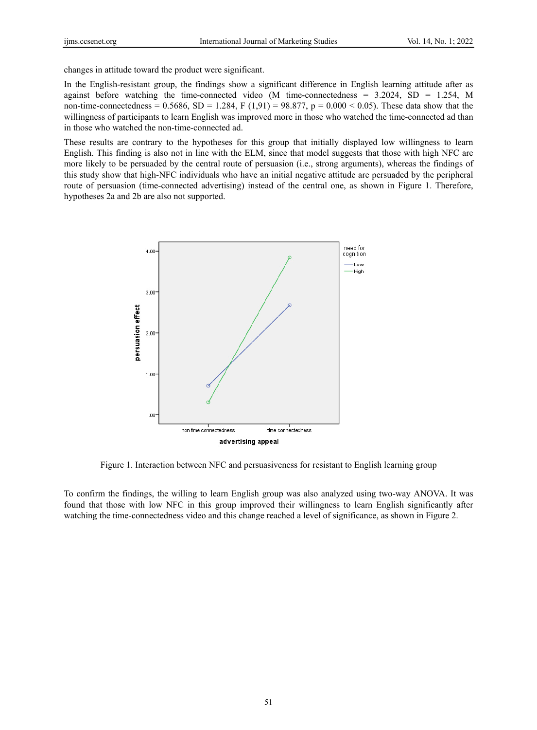changes in attitude toward the product were significant.

In the English-resistant group, the findings show a significant difference in English learning attitude after as against before watching the time-connected video (M time-connectedness = 3.2024, SD = 1.254, M non-time-connectedness = 0.5686, SD = 1.284, $F(1,91) = 98.877$, $p = 0.000 < 0.05$). These data show that the willingness of participants to learn English was improved more in those who watched the time-connected ad than in those who watched the non-time-connected ad.

These results are contrary to the hypotheses for this group that initially displayed low willingness to learn English. This finding is also not in line with the ELM, since that model suggests that those with high NFC are more likely to be persuaded by the central route of persuasion (i.e., strong arguments), whereas the findings of this study show that high-NFC individuals who have an initial negative attitude are persuaded by the peripheral route of persuasion (time-connected advertising) instead of the central one, as shown in Figure 1. Therefore, hypotheses 2a and 2b are also not supported.

Figure 1. Interaction between NFC and persuasiveness for resistant to English learning group

To confirm the findings, the willing to learn English group was also analyzed using two-way ANOVA. It was found that those with low NFC in this group improved their willingness to learn English significantly after watching the time-connectedness video and this change reached a level of significance, as shown in Figure 2.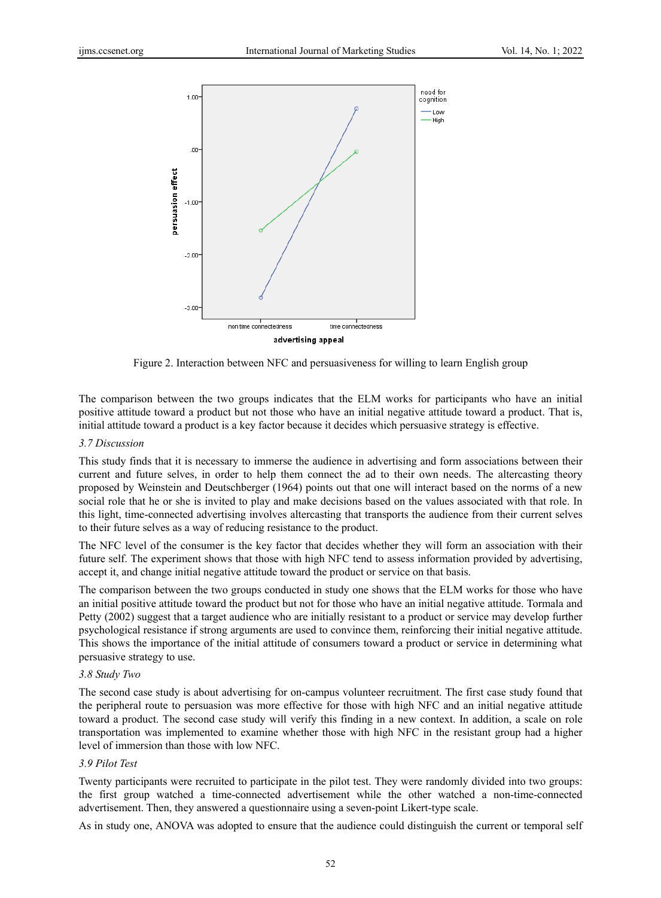Figure 2. Interaction between NFC and persuasiveness for willing to learn English group

The comparison between the two groups indicates that the ELM works for participants who have an initial positive attitude toward a product but not those who have an initial negative attitude toward a product. That is, initial attitude toward a product is a key factor because it decides which persuasive strategy is effective.

### 3.7 Discussion

This study finds that it is necessary to immerse the audience in advertising and form associations between their current and future selves, in order to help them connect the ad to their own needs. The altercasting theory proposed by Weinstein and Deutschberger (1964) points out that one will interact based on the norms of a new social role that he or she is invited to play and make decisions based on the values associated with that role. In this light, time-connected advertising involves altercasting that transports the audience from their current selves to their future selves as a way of reducing resistance to the product.

The NFC level of the consumer is the key factor that decides whether they will form an association with their future self. The experiment shows that those with high NFC tend to assess information provided by advertising, accept it, and change initial negative attitude toward the product or service on that basis.

The comparison between the two groups conducted in study one shows that the ELM works for those who have an initial positive attitude toward the product but not for those who have an initial negative attitude. Tormala and Petty (2002) suggest that a target audience who are initially resistant to a product or service may develop further psychological resistance if strong arguments are used to convince them, reinforcing their initial negative attitude. This shows the importance of the initial attitude of consumers toward a product or service in determining what persuasive strategy to use.

### 3.8 Study Two

The second case study is about advertising for on-campus volunteer recruitment. The first case study found that the peripheral route to persuasion was more effective for those with high NFC and an initial negative attitude toward a product. The second case study will verify this finding in a new context. In addition, a scale on role transportation was implemented to examine whether those with high NFC in the resistant group had a higher level of immersion than those with low NFC.

### 3.9 Pilot Test

Twenty participants were recruited to participate in the pilot test. They were randomly divided into two groups: the first group watched a time-connected advertisement while the other watched a non-time-connected advertisement. Then, they answered a questionnaire using a seven-point Likert-type scale.

As in study one, ANOVA was adopted to ensure that the audience could distinguish the current or temporal self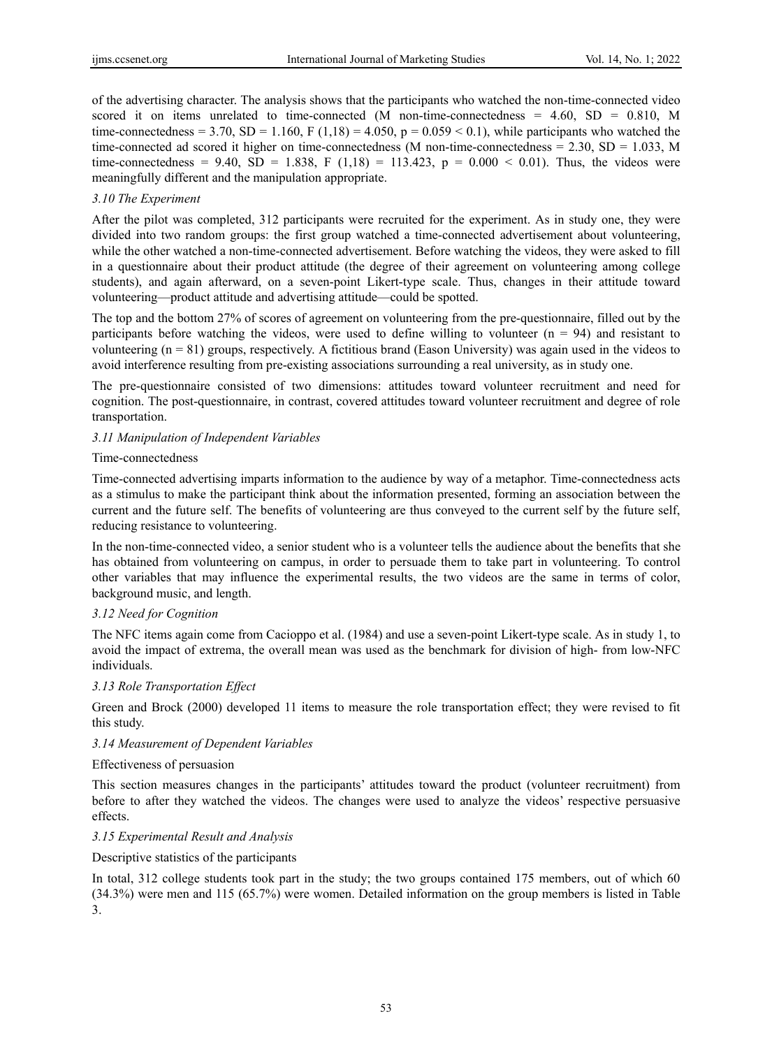of the advertising character. The analysis shows that the participants who watched the non-time-connected video scored it on items unrelated to time-connected (M non-time-connectedness = 4.60, SD = 0.810, M time-connectedness = 3.70, SD = 1.160, $F(1,18) = 4.050$, $p = 0.059 < 0.1$), while participants who watched the time-connected ad scored it higher on time-connectedness (M non-time-connectedness = 2.30, SD = 1.033, M time-connectedness = 9.40, SD = 1.838, $F(1,18) = 113.423$, $p = 0.000 < 0.01$). Thus, the videos were meaningfully different and the manipulation appropriate.

### *3.10 The Experiment*

After the pilot was completed, 312 participants were recruited for the experiment. As in study one, they were divided into two random groups: the first group watched a time-connected advertisement about volunteering, while the other watched a non-time-connected advertisement. Before watching the videos, they were asked to fill in a questionnaire about their product attitude (the degree of their agreement on volunteering among college students), and again afterward, on a seven-point Likert-type scale. Thus, changes in their attitude toward volunteering—product attitude and advertising attitude—could be spotted.

The top and the bottom 27% of scores of agreement on volunteering from the pre-questionnaire, filled out by the participants before watching the videos, were used to define willing to volunteer ($n = 94$) and resistant to volunteering ($n = 81$) groups, respectively. A fictitious brand (Eason University) was again used in the videos to avoid interference resulting from pre-existing associations surrounding a real university, as in study one.

The pre-questionnaire consisted of two dimensions: attitudes toward volunteer recruitment and need for cognition. The post-questionnaire, in contrast, covered attitudes toward volunteer recruitment and degree of role transportation.

### *3.11 Manipulation of Independent Variables*

Time-connectedness

Time-connected advertising imparts information to the audience by way of a metaphor. Time-connectedness acts as a stimulus to make the participant think about the information presented, forming an association between the current and the future self. The benefits of volunteering are thus conveyed to the current self by the future self, reducing resistance to volunteering.

In the non-time-connected video, a senior student who is a volunteer tells the audience about the benefits that she has obtained from volunteering on campus, in order to persuade them to take part in volunteering. To control other variables that may influence the experimental results, the two videos are the same in terms of color, background music, and length.

### *3.12 Need for Cognition*

The NFC items again come from Cacioppo et al. (1984) and use a seven-point Likert-type scale. As in study 1, to avoid the impact of extrema, the overall mean was used as the benchmark for division of high- from low-NFC individuals.

### *3.13 Role Transportation Effect*

Green and Brock (2000) developed 11 items to measure the role transportation effect; they were revised to fit this study.

### *3.14 Measurement of Dependent Variables*

Effectiveness of persuasion

This section measures changes in the participants' attitudes toward the product (volunteer recruitment) from before to after they watched the videos. The changes were used to analyze the videos' respective persuasive effects.

### *3.15 Experimental Result and Analysis*

Descriptive statistics of the participants

In total, 312 college students took part in the study; the two groups contained 175 members, out of which 60 (34.3%) were men and 115 (65.7%) were women. Detailed information on the group members is listed in Table 3.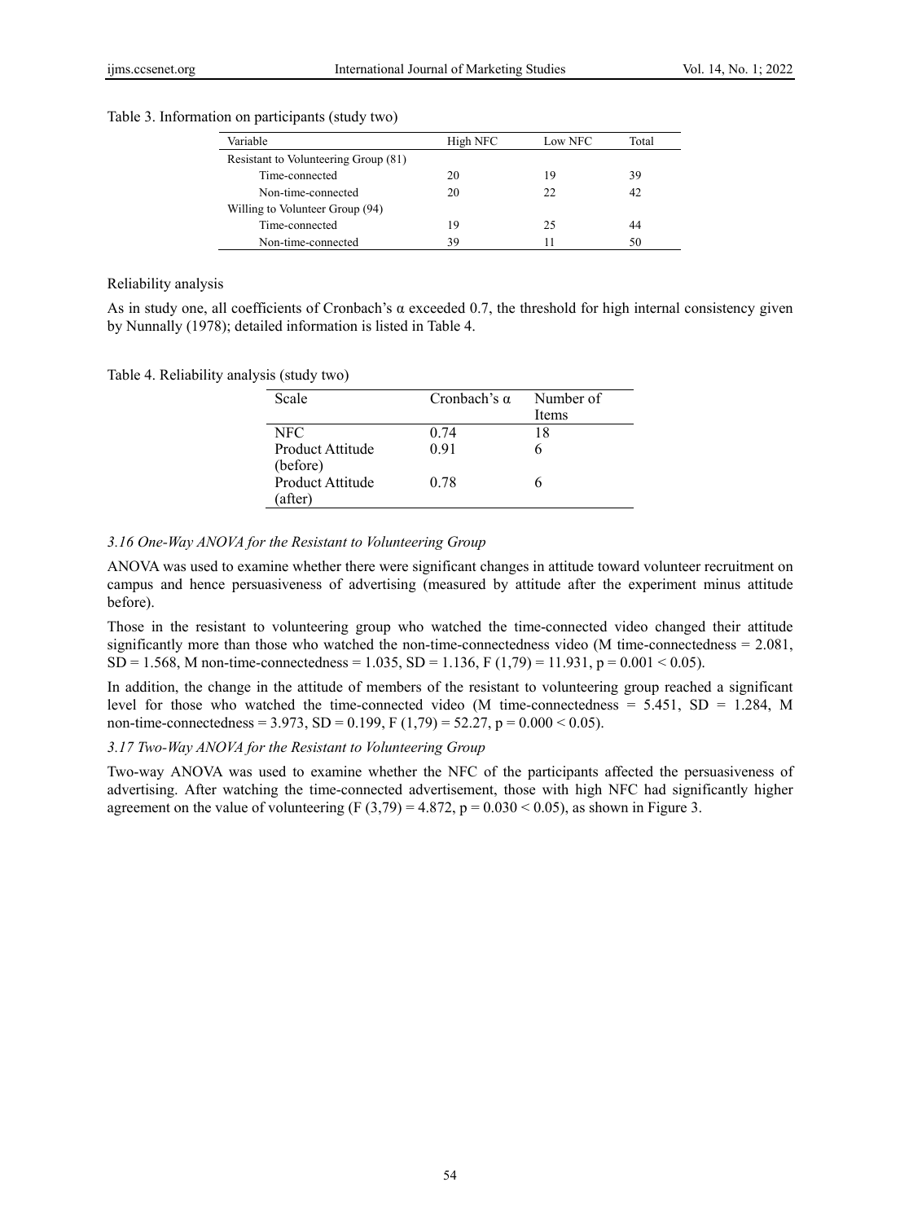Table 3. Information on participants (study two)

| Variable | High NFC | Low NFC | Total |
|---|---|---|---|
| Resistant to Volunteering Group (81) | | | |
| Time-connected | 20 | 19 | 39 |
| Non-time-connected | 20 | 22 | 42 |
| Willing to Volunteer Group (94) | | | |
| Time-connected | 19 | 25 | 44 |
| Non-time-connected | 39 | 11 | 50 |

Reliability analysis

As in study one, all coefficients of Cronbach's α exceeded 0.7, the threshold for high internal consistency given by Nunnally (1978); detailed information is listed in Table 4.

Table 4. Reliability analysis (study two)

| Scale | Cronbach's α | Number of Items |
|---|---|---|
| NFC | 0.74 | 18 |
| Product Attitude (before) | 0.91 | 6 |
| Product Attitude (after) | 0.78 | 6 |

### *3.16 One-Way ANOVA for the Resistant to Volunteering Group*

ANOVA was used to examine whether there were significant changes in attitude toward volunteer recruitment on campus and hence persuasiveness of advertising (measured by attitude after the experiment minus attitude before).

Those in the resistant to volunteering group who watched the time-connected video changed their attitude significantly more than those who watched the non-time-connectedness video (M time-connectedness = 2.081, SD = 1.568, M non-time-connectedness = 1.035, SD = 1.136, $F(1,79) = 11.931$, $p = 0.001 < 0.05$).

In addition, the change in the attitude of members of the resistant to volunteering group reached a significant level for those who watched the time-connected video (M time-connectedness = 5.451, SD = 1.284, M non-time-connectedness = 3.973, SD = 0.199, $F(1,79) = 52.27$, $p = 0.000 < 0.05$).

### *3.17 Two-Way ANOVA for the Resistant to Volunteering Group*

Two-way ANOVA was used to examine whether the NFC of the participants affected the persuasiveness of advertising. After watching the time-connected advertisement, those with high NFC had significantly higher agreement on the value of volunteering ($F(3,79) = 4.872$, $p = 0.030 < 0.05$), as shown in Figure 3.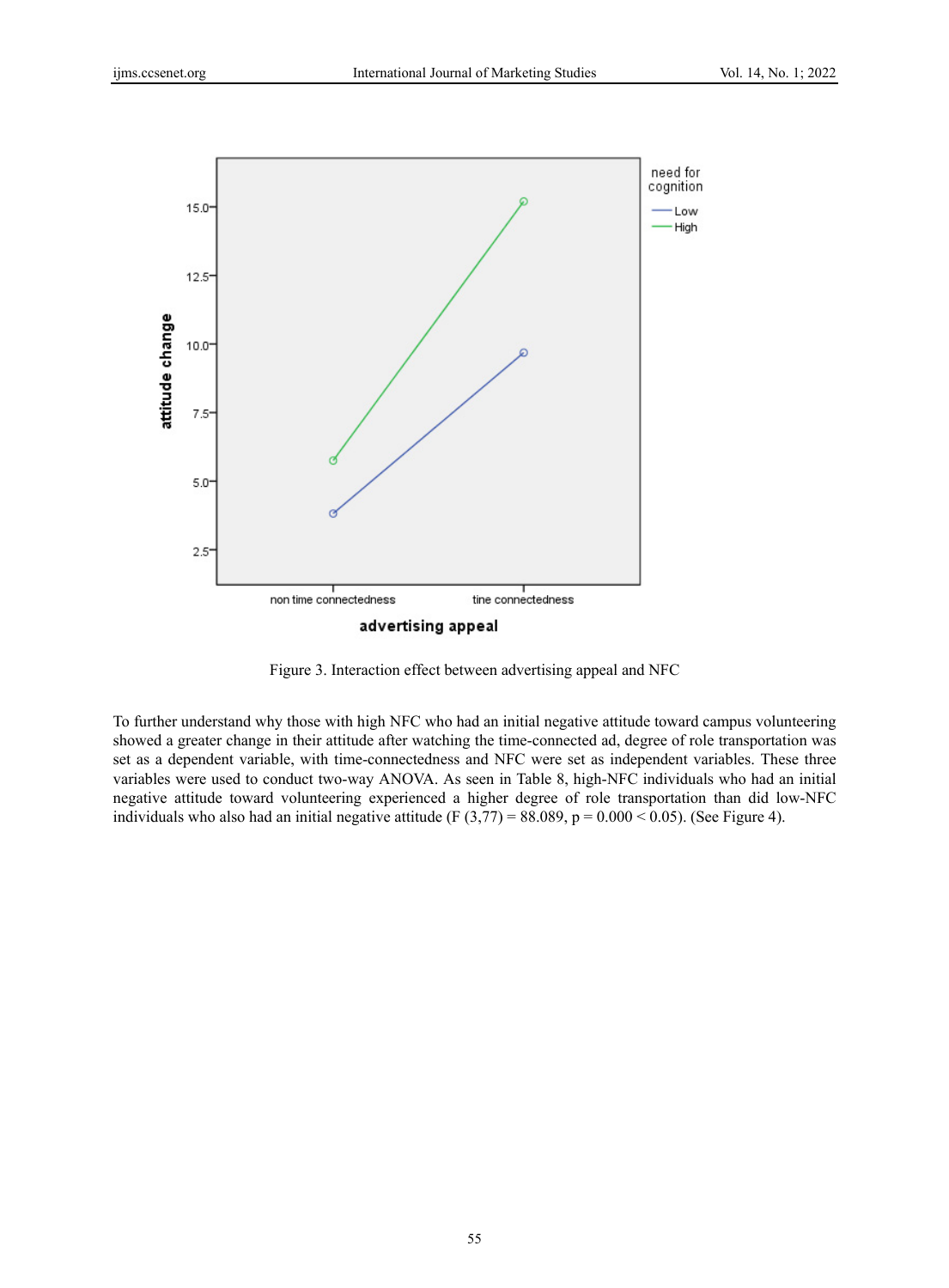Figure 3. Interaction effect between advertising appeal and NFC

To further understand why those with high NFC who had an initial negative attitude toward campus volunteering showed a greater change in their attitude after watching the time-connected ad, degree of role transportation was set as a dependent variable, with time-connectedness and NFC were set as independent variables. These three variables were used to conduct two-way ANOVA. As seen in Table 8, high-NFC individuals who had an initial negative attitude toward volunteering experienced a higher degree of role transportation than did low-NFC individuals who also had an initial negative attitude ($F(3,77) = 88.089$, $p = 0.000 < 0.05$). (See Figure 4).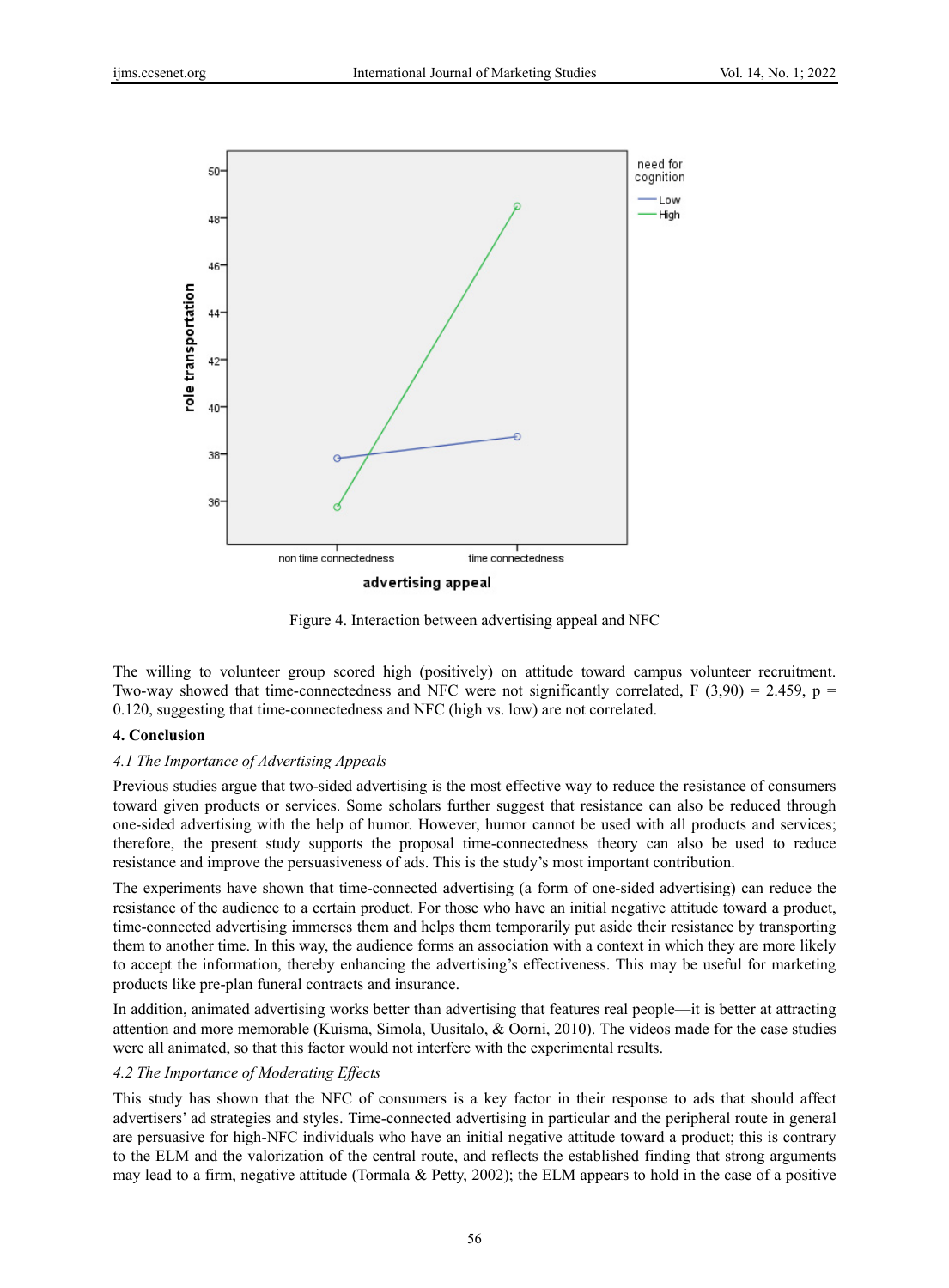Figure 4. Interaction between advertising appeal and NFC

The willing to volunteer group scored high (positively) on attitude toward campus volunteer recruitment. Two-way showed that time-connectedness and NFC were not significantly correlated, $F(3,90) = 2.459$, $p = 0.120$, suggesting that time-connectedness and NFC (high vs. low) are not correlated.

## 4. Conclusion

### *4.1 The Importance of Advertising Appeals*

Previous studies argue that two-sided advertising is the most effective way to reduce the resistance of consumers toward given products or services. Some scholars further suggest that resistance can also be reduced through one-sided advertising with the help of humor. However, humor cannot be used with all products and services; therefore, the present study supports the proposal time-connectedness theory can also be used to reduce resistance and improve the persuasiveness of ads. This is the study's most important contribution.

The experiments have shown that time-connected advertising (a form of one-sided advertising) can reduce the resistance of the audience to a certain product. For those who have an initial negative attitude toward a product, time-connected advertising immerses them and helps them temporarily put aside their resistance by transporting them to another time. In this way, the audience forms an association with a context in which they are more likely to accept the information, thereby enhancing the advertising's effectiveness. This may be useful for marketing products like pre-plan funeral contracts and insurance.

In addition, animated advertising works better than advertising that features real people—it is better at attracting attention and more memorable (Kuisma, Simola, Uusitalo, & Oorni, 2010). The videos made for the case studies were all animated, so that this factor would not interfere with the experimental results.

### *4.2 The Importance of Moderating Effects*

This study has shown that the NFC of consumers is a key factor in their response to ads that should affect advertisers' ad strategies and styles. Time-connected advertising in particular and the peripheral route in general are persuasive for high-NFC individuals who have an initial negative attitude toward a product; this is contrary to the ELM and the valorization of the central route, and reflects the established finding that strong arguments may lead to a firm, negative attitude (Tormala & Petty, 2002); the ELM appears to hold in the case of a positive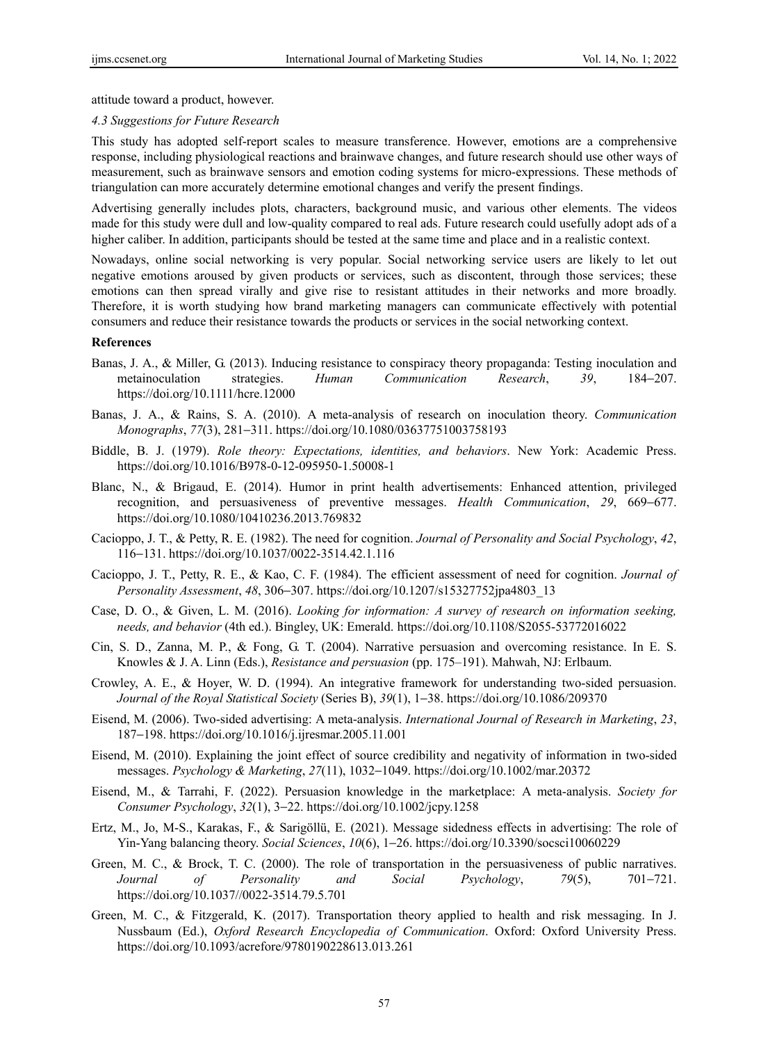attitude toward a product, however.

### *4.3 Suggestions for Future Research*

This study has adopted self-report scales to measure transference. However, emotions are a comprehensive response, including physiological reactions and brainwave changes, and future research should use other ways of measurement, such as brainwave sensors and emotion coding systems for micro-expressions. These methods of triangulation can more accurately determine emotional changes and verify the present findings.

Advertising generally includes plots, characters, background music, and various other elements. The videos made for this study were dull and low-quality compared to real ads. Future research could usefully adopt ads of a higher caliber. In addition, participants should be tested at the same time and place and in a realistic context.

Nowadays, online social networking is very popular. Social networking service users are likely to let out negative emotions aroused by given products or services, such as discontent, through those services; these emotions can then spread virally and give rise to resistant attitudes in their networks and more broadly. Therefore, it is worth studying how brand marketing managers can communicate effectively with potential consumers and reduce their resistance towards the products or services in the social networking context.

## References

Banas, J. A., & Miller, G. (2013). Inducing resistance to conspiracy theory propaganda: Testing inoculation and metainoculation strategies. *Human Communication Research*, *39*, 184–207. https://doi.org/10.1111/hcre.12000

Banas, J. A., & Rains, S. A. (2010). A meta-analysis of research on inoculation theory. *Communication Monographs*, *77*(3), 281–311. https://doi.org/10.1080/03637751003758193

Biddle, B. J. (1979). *Role theory: Expectations, identities, and behaviors*. New York: Academic Press. https://doi.org/10.1016/B978-0-12-095950-1.50008-1

Blanc, N., & Brigaud, E. (2014). Humor in print health advertisements: Enhanced attention, privileged recognition, and persuasiveness of preventive messages. *Health Communication*, *29*, 669–677. https://doi.org/10.1080/10410236.2013.769832

Cacioppo, J. T., & Petty, R. E. (1982). The need for cognition. *Journal of Personality and Social Psychology*, *42*, 116–131. https://doi.org/10.1037/0022-3514.42.1.116

Cacioppo, J. T., Petty, R. E., & Kao, C. F. (1984). The efficient assessment of need for cognition. *Journal of Personality Assessment*, *48*, 306–307. https://doi.org/10.1207/s15327752jpa4803_13

Case, D. O., & Given, L. M. (2016). *Looking for information: A survey of research on information seeking, needs, and behavior* (4th ed.). Bingley, UK: Emerald. https://doi.org/10.1108/S2055-53772016022

Cin, S. D., Zanna, M. P., & Fong, G. T. (2004). Narrative persuasion and overcoming resistance. In E. S. Knowles & J. A. Linn (Eds.), *Resistance and persuasion* (pp. 175–191). Mahwah, NJ: Erlbaum.

Crowley, A. E., & Hoyer, W. D. (1994). An integrative framework for understanding two-sided persuasion. *Journal of the Royal Statistical Society* (Series B), *39*(1), 1–38. https://doi.org/10.1086/209370

Eisend, M. (2006). Two-sided advertising: A meta-analysis. *International Journal of Research in Marketing*, *23*, 187–198. https://doi.org/10.1016/j.ijresmar.2005.11.001

Eisend, M. (2010). Explaining the joint effect of source credibility and negativity of information in two-sided messages. *Psychology & Marketing*, *27*(11), 1032–1049. https://doi.org/10.1002/mar.20372

Eisend, M., & Tarrahi, F. (2022). Persuasion knowledge in the marketplace: A meta-analysis. *Society for Consumer Psychology*, *32*(1), 3–22. https://doi.org/10.1002/jcpy.1258

Ertz, M., Jo, M-S., Karakas, F., & Sarigöllü, E. (2021). Message sidedness effects in advertising: The role of Yin-Yang balancing theory. *Social Sciences*, *10*(6), 1–26. https://doi.org/10.3390/socsci10060229

Green, M. C., & Brock, T. C. (2000). The role of transportation in the persuasiveness of public narratives. *Journal of Personality and Social Psychology*, *79*(5), 701–721. https://doi.org/10.1037//0022-3514.79.5.701

Green, M. C., & Fitzgerald, K. (2017). Transportation theory applied to health and risk messaging. In J. Nussbaum (Ed.), *Oxford Research Encyclopedia of Communication*. Oxford: Oxford University Press. https://doi.org/10.1093/acrefore/9780190228613.013.261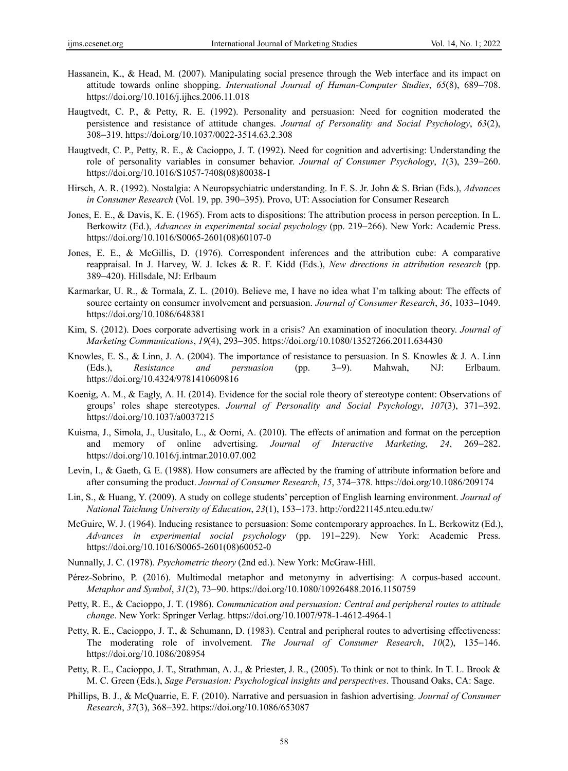Hassanein, K., & Head, M. (2007). Manipulating social presence through the Web interface and its impact on attitude towards online shopping. *International Journal of Human-Computer Studies*, *65*(8), 689–708. https://doi.org/10.1016/j.ijhcs.2006.11.018

Haugtvedt, C. P., & Petty, R. E. (1992). Personality and persuasion: Need for cognition moderated the persistence and resistance of attitude changes. *Journal of Personality and Social Psychology*, *63*(2), 308–319. https://doi.org/10.1037/0022-3514.63.2.308

Haugtvedt, C. P., Petty, R. E., & Cacioppo, J. T. (1992). Need for cognition and advertising: Understanding the role of personality variables in consumer behavior. *Journal of Consumer Psychology*, *1*(3), 239–260. https://doi.org/10.1016/S1057-7408(08)80038-1

Hirsch, A. R. (1992). Nostalgia: A Neuropsychiatric understanding. In F. S. Jr. John & S. Brian (Eds.), *Advances in Consumer Research* (Vol. 19, pp. 390–395). Provo, UT: Association for Consumer Research

Jones, E. E., & Davis, K. E. (1965). From acts to dispositions: The attribution process in person perception. In L. Berkowitz (Ed.), *Advances in experimental social psychology* (pp. 219–266). New York: Academic Press. https://doi.org/10.1016/S0065-2601(08)60107-0

Jones, E. E., & McGillis, D. (1976). Correspondent inferences and the attribution cube: A comparative reappraisal. In J. Harvey, W. J. Ickes & R. F. Kidd (Eds.), *New directions in attribution research* (pp. 389–420). Hillsdale, NJ: Erlbaum

Karmarkar, U. R., & Tormala, Z. L. (2010). Believe me, I have no idea what I'm talking about: The effects of source certainty on consumer involvement and persuasion. *Journal of Consumer Research*, *36*, 1033–1049. https://doi.org/10.1086/648381

Kim, S. (2012). Does corporate advertising work in a crisis? An examination of inoculation theory. *Journal of Marketing Communications*, *19*(4), 293–305. https://doi.org/10.1080/13527266.2011.634430

Knowles, E. S., & Linn, J. A. (2004). The importance of resistance to persuasion. In S. Knowles & J. A. Linn (Eds.), *Resistance and persuasion* (pp. 3–9). Mahwah, NJ: Erlbaum. https://doi.org/10.4324/9781410609816

Koenig, A. M., & Eagly, A. H. (2014). Evidence for the social role theory of stereotype content: Observations of groups' roles shape stereotypes. *Journal of Personality and Social Psychology*, *107*(3), 371–392. https://doi.org/10.1037/a0037215

Kuisma, J., Simola, J., Uusitalo, L., & Oorni, A. (2010). The effects of animation and format on the perception and memory of online advertising. *Journal of Interactive Marketing*, *24*, 269–282. https://doi.org/10.1016/j.intmar.2010.07.002

Levin, I., & Gaeth, G. E. (1988). How consumers are affected by the framing of attribute information before and after consuming the product. *Journal of Consumer Research*, *15*, 374–378. https://doi.org/10.1086/209174

Lin, S., & Huang, Y. (2009). A study on college students' perception of English learning environment. *Journal of National Taichung University of Education*, *23*(1), 153–173. http://ord221145.ntcu.edu.tw/

McGuire, W. J. (1964). Inducing resistance to persuasion: Some contemporary approaches. In L. Berkowitz (Ed.), *Advances in experimental social psychology* (pp. 191–229). New York: Academic Press. https://doi.org/10.1016/S0065-2601(08)60052-0

Nunnally, J. C. (1978). *Psychometric theory* (2nd ed.). New York: McGraw-Hill.

Pérez-Sobrino, P. (2016). Multimodal metaphor and metonymy in advertising: A corpus-based account. *Metaphor and Symbol*, *31*(2), 73–90. https://doi.org/10.1080/10926488.2016.1150759

Petty, R. E., & Cacioppo, J. T. (1986). *Communication and persuasion: Central and peripheral routes to attitude change*. New York: Springer Verlag. https://doi.org/10.1007/978-1-4612-4964-1

Petty, R. E., Cacioppo, J. T., & Schumann, D. (1983). Central and peripheral routes to advertising effectiveness: The moderating role of involvement. *The Journal of Consumer Research*, *10*(2), 135–146. https://doi.org/10.1086/208954

Petty, R. E., Cacioppo, J. T., Strathman, A. J., & Priester, J. R., (2005). To think or not to think. In T. L. Brook & M. C. Green (Eds.), *Sage Persuasion: Psychological insights and perspectives*. Thousand Oaks, CA: Sage.

Phillips, B. J., & McQuarrie, E. F. (2010). Narrative and persuasion in fashion advertising. *Journal of Consumer Research*, *37*(3), 368–392. https://doi.org/10.1086/653087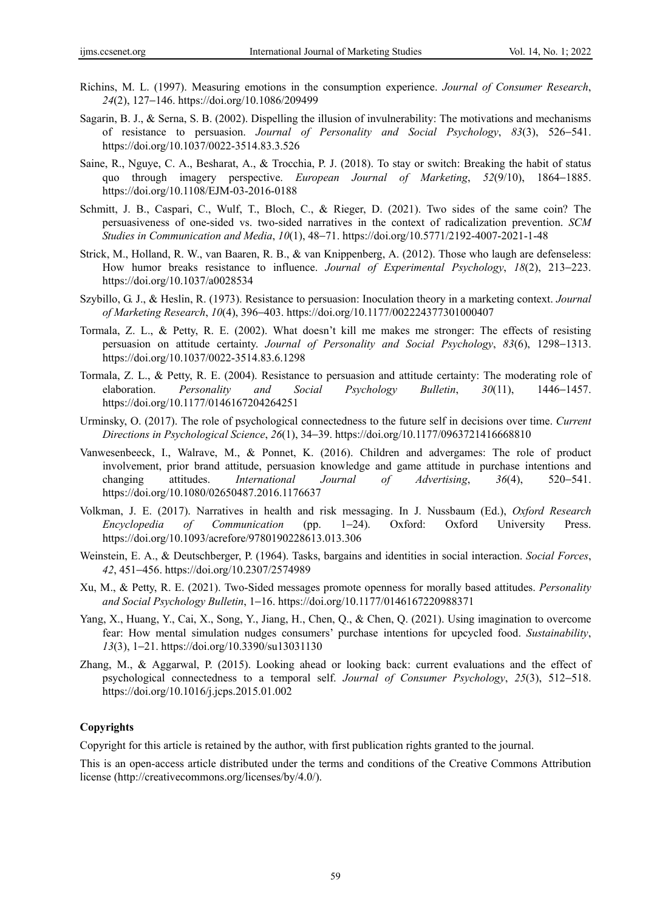Richins, M. L. (1997). Measuring emotions in the consumption experience. *Journal of Consumer Research*, *24*(2), 127–146. https://doi.org/10.1086/209499

Sagarin, B. J., & Serna, S. B. (2002). Dispelling the illusion of invulnerability: The motivations and mechanisms of resistance to persuasion. *Journal of Personality and Social Psychology*, *83*(3), 526–541. https://doi.org/10.1037/0022-3514.83.3.526

Saine, R., Nguye, C. A., Besharat, A., & Trocchia, P. J. (2018). To stay or switch: Breaking the habit of status quo through imagery perspective. *European Journal of Marketing*, *52*(9/10), 1864–1885. https://doi.org/10.1108/EJM-03-2016-0188

Schmitt, J. B., Caspari, C., Wulf, T., Bloch, C., & Rieger, D. (2021). Two sides of the same coin? The persuasiveness of one-sided vs. two-sided narratives in the context of radicalization prevention. *SCM Studies in Communication and Media*, *10*(1), 48–71. https://doi.org/10.5771/2192-4007-2021-1-48

Strick, M., Holland, R. W., van Baaren, R. B., & van Knippenberg, A. (2012). Those who laugh are defenseless: How humor breaks resistance to influence. *Journal of Experimental Psychology*, *18*(2), 213–223. https://doi.org/10.1037/a0028534

Szybillo, G. J., & Heslin, R. (1973). Resistance to persuasion: Inoculation theory in a marketing context. *Journal of Marketing Research*, *10*(4), 396–403. https://doi.org/10.1177/002224377301000407

Tormala, Z. L., & Petty, R. E. (2002). What doesn't kill me makes me stronger: The effects of resisting persuasion on attitude certainty. *Journal of Personality and Social Psychology*, *83*(6), 1298–1313. https://doi.org/10.1037/0022-3514.83.6.1298

Tormala, Z. L., & Petty, R. E. (2004). Resistance to persuasion and attitude certainty: The moderating role of elaboration. *Personality and Social Psychology Bulletin*, *30*(11), 1446–1457. https://doi.org/10.1177/0146167204264251

Urminsky, O. (2017). The role of psychological connectedness to the future self in decisions over time. *Current Directions in Psychological Science*, *26*(1), 34–39. https://doi.org/10.1177/0963721416668810

Vanwesenbeeck, I., Walrave, M., & Ponnet, K. (2016). Children and advergames: The role of product involvement, prior brand attitude, persuasion knowledge and game attitude in purchase intentions and changing attitudes. *International Journal of Advertising*, *36*(4), 520–541. https://doi.org/10.1080/02650487.2016.1176637

Volkman, J. E. (2017). Narratives in health and risk messaging. In J. Nussbaum (Ed.), *Oxford Research Encyclopedia of Communication* (pp. 1–24). Oxford: Oxford University Press. https://doi.org/10.1093/acrefore/9780190228613.013.306

Weinstein, E. A., & Deutschberger, P. (1964). Tasks, bargains and identities in social interaction. *Social Forces*, *42*, 451–456. https://doi.org/10.2307/2574989

Xu, M., & Petty, R. E. (2021). Two-Sided messages promote openness for morally based attitudes. *Personality and Social Psychology Bulletin*, 1–16. https://doi.org/10.1177/0146167220988371

Yang, X., Huang, Y., Cai, X., Song, Y., Jiang, H., Chen, Q., & Chen, Q. (2021). Using imagination to overcome fear: How mental simulation nudges consumers' purchase intentions for upcycled food. *Sustainability*, *13*(3), 1–21. https://doi.org/10.3390/su13031130

Zhang, M., & Aggarwal, P. (2015). Looking ahead or looking back: current evaluations and the effect of psychological connectedness to a temporal self. *Journal of Consumer Psychology*, *25*(3), 512–518. https://doi.org/10.1016/j.jcps.2015.01.002

**Copyrights**

Copyright for this article is retained by the author, with first publication rights granted to the journal.

This is an open-access article distributed under the terms and conditions of the Creative Commons Attribution license (http://creativecommons.org/licenses/by/4.0/).